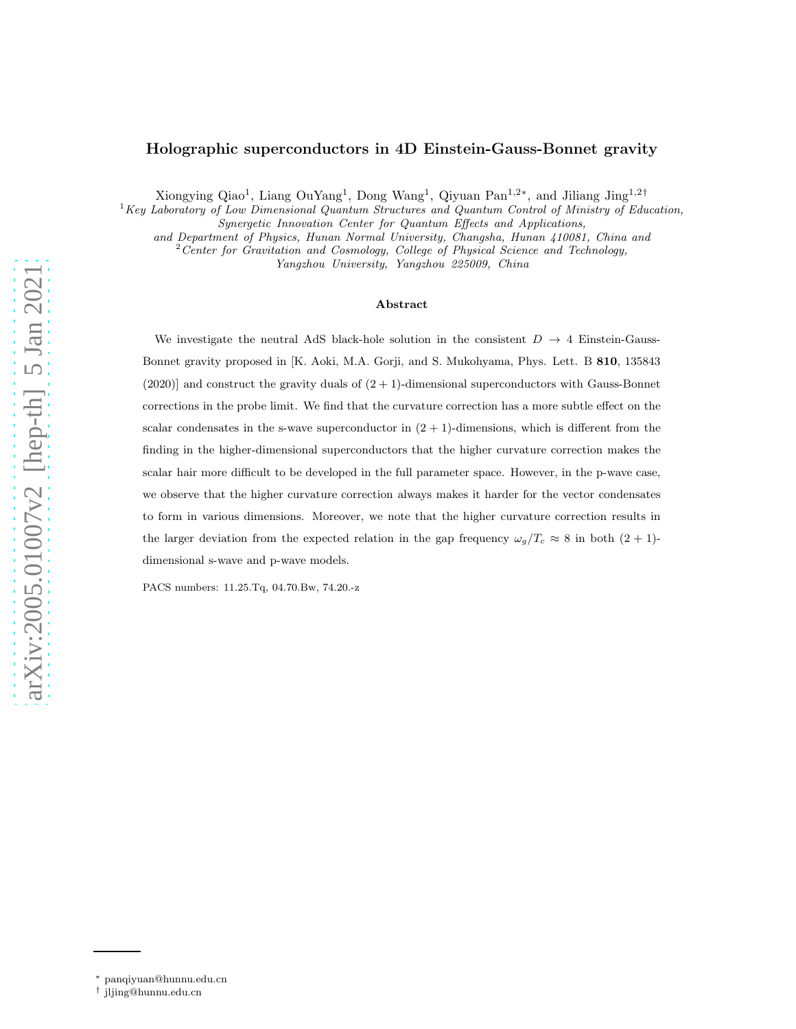# Holographic superconductors in 4D Einstein-Gauss-Bonnet gravity

Xiongying Qiao[1], Liang OuYang[1], Dong Wang[1], Qiyuan Pan[1,2*], and Jiliang Jing[1,2†]

[1] *Key Laboratory of Low Dimensional Quantum Structures and Quantum Control of Ministry of Education, Synergetic Innovation Center for Quantum Effects and Applications, and Department of Physics, Hunan Normal University, Changsha, Hunan 410081, China and*

[2] *Center for Gravitation and Cosmology, College of Physical Science and Technology, Yangzhou University, Yangzhou 225009, China*

arXiv:2005.01007v2 [hep-th] 5 Jan 2021

## Abstract

We investigate the neutral AdS black-hole solution in the consistent $D \to 4$ Einstein-Gauss-Bonnet gravity proposed in [K. Aoki, M.A. Gorji, and S. Mukohyama, Phys. Lett. B **810**, 135843 (2020)] and construct the gravity duals of $(2+1)$-dimensional superconductors with Gauss-Bonnet corrections in the probe limit. We find that the curvature correction has a more subtle effect on the scalar condensates in the s-wave superconductor in $(2+1)$-dimensions, which is different from the finding in the higher-dimensional superconductors that the higher curvature correction makes the scalar hair more difficult to be developed in the full parameter space. However, in the p-wave case, we observe that the higher curvature correction always makes it harder for the vector condensates to form in various dimensions. Moreover, we note that the higher curvature correction results in the larger deviation from the expected relation in the gap frequency $\omega_g/T_c \approx 8$ in both $(2+1)$-dimensional s-wave and p-wave models.

PACS numbers: 11.25.Tq, 04.70.Bw, 74.20.-z

---

\* panqiyuan@hunnu.edu.cn

† jljing@hunnu.edu.cn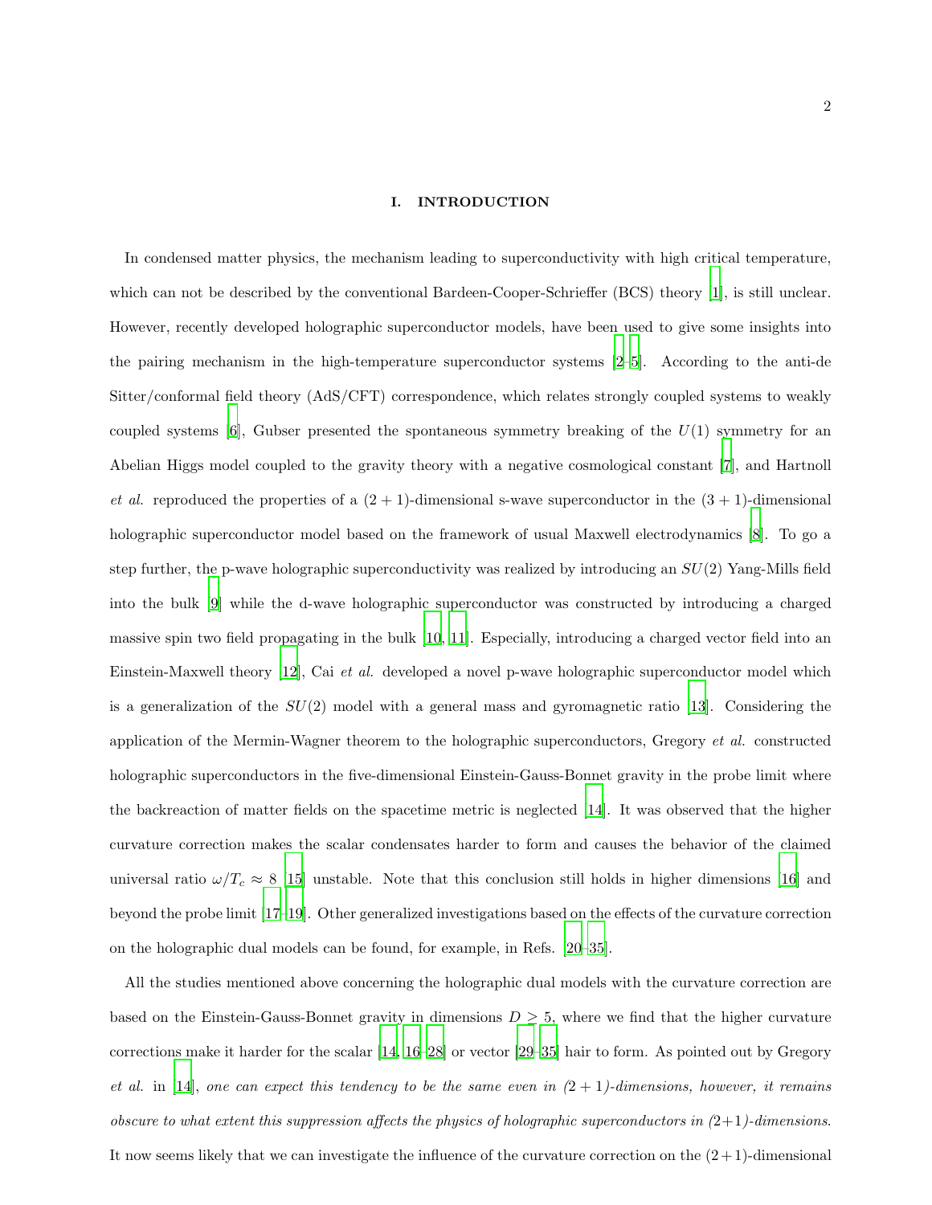## I. INTRODUCTION

In condensed matter physics, the mechanism leading to superconductivity with high critical temperature, which can not be described by the conventional Bardeen-Cooper-Schrieffer (BCS) theory [1], is still unclear. However, recently developed holographic superconductor models, have been used to give some insights into the pairing mechanism in the high-temperature superconductor systems [2–5]. According to the anti-de Sitter/conformal field theory (AdS/CFT) correspondence, which relates strongly coupled systems to weakly coupled systems [6], Gubser presented the spontaneous symmetry breaking of the $U(1)$ symmetry for an Abelian Higgs model coupled to the gravity theory with a negative cosmological constant [7], and Hartnoll *et al.* reproduced the properties of a $(2+1)$-dimensional s-wave superconductor in the $(3+1)$-dimensional holographic superconductor model based on the framework of usual Maxwell electrodynamics [8]. To go a step further, the p-wave holographic superconductivity was realized by introducing an $SU(2)$ Yang-Mills field into the bulk [9] while the d-wave holographic superconductor was constructed by introducing a charged massive spin two field propagating in the bulk [10, 11]. Especially, introducing a charged vector field into an Einstein-Maxwell theory [12], Cai *et al.* developed a novel p-wave holographic superconductor model which is a generalization of the $SU(2)$ model with a general mass and gyromagnetic ratio [13]. Considering the application of the Mermin-Wagner theorem to the holographic superconductors, Gregory *et al.* constructed holographic superconductors in the five-dimensional Einstein-Gauss-Bonnet gravity in the probe limit where the backreaction of matter fields on the spacetime metric is neglected [14]. It was observed that the higher curvature correction makes the scalar condensates harder to form and causes the behavior of the claimed universal ratio $\omega/T_c \approx 8$ [15] unstable. Note that this conclusion still holds in higher dimensions [16] and beyond the probe limit [17–19]. Other generalized investigations based on the effects of the curvature correction on the holographic dual models can be found, for example, in Refs. [20–35].

All the studies mentioned above concerning the holographic dual models with the curvature correction are based on the Einstein-Gauss-Bonnet gravity in dimensions $D \geq 5$, where we find that the higher curvature corrections make it harder for the scalar [14, 16–28] or vector [29–35] hair to form. As pointed out by Gregory *et al.* in [14], *one can expect this tendency to be the same even in (2 + 1)-dimensions, however, it remains obscure to what extent this suppression affects the physics of holographic superconductors in (2+1)-dimensions.* It now seems likely that we can investigate the influence of the curvature correction on the $(2+1)$-dimensional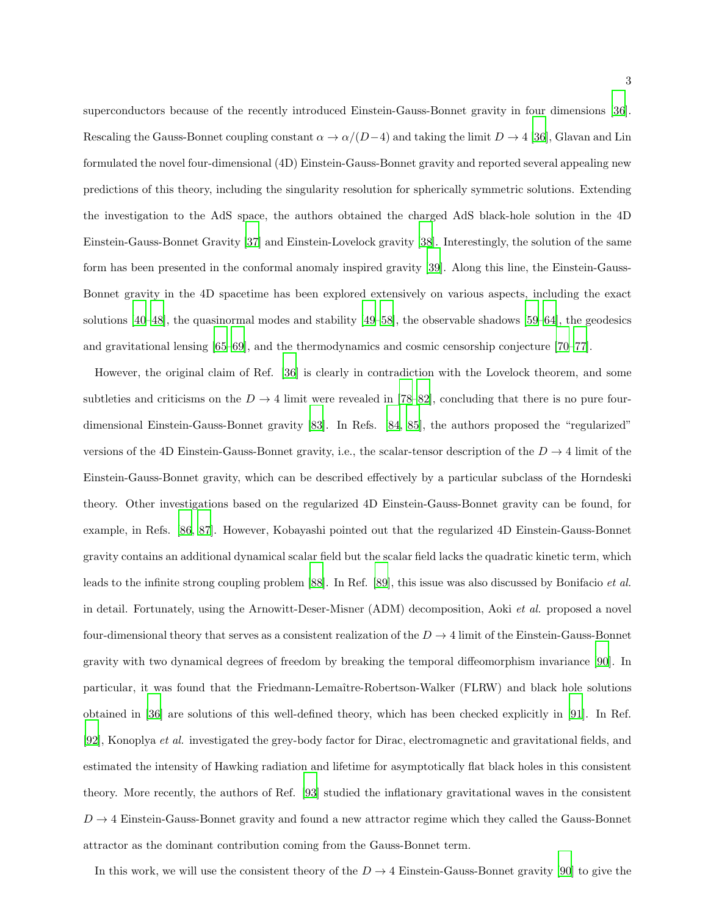superconductors because of the recently introduced Einstein-Gauss-Bonnet gravity in four dimensions [36]. Rescaling the Gauss-Bonnet coupling constant $\alpha \to \alpha/(D-4)$ and taking the limit $D \to 4$ [36], Glavan and Lin formulated the novel four-dimensional (4D) Einstein-Gauss-Bonnet gravity and reported several appealing new predictions of this theory, including the singularity resolution for spherically symmetric solutions. Extending the investigation to the AdS space, the authors obtained the charged AdS black-hole solution in the 4D Einstein-Gauss-Bonnet Gravity [37] and Einstein-Lovelock gravity [38]. Interestingly, the solution of the same form has been presented in the conformal anomaly inspired gravity [39]. Along this line, the Einstein-Gauss-Bonnet gravity in the 4D spacetime has been explored extensively on various aspects, including the exact solutions [40–48], the quasinormal modes and stability [49–58], the observable shadows [59–64], the geodesics and gravitational lensing [65–69], and the thermodynamics and cosmic censorship conjecture [70–77].

However, the original claim of Ref. [36] is clearly in contradiction with the Lovelock theorem, and some subtleties and criticisms on the $D \to 4$ limit were revealed in [78–82], concluding that there is no pure four-dimensional Einstein-Gauss-Bonnet gravity [83]. In Refs. [84, 85], the authors proposed the "regularized" versions of the 4D Einstein-Gauss-Bonnet gravity, i.e., the scalar-tensor description of the $D \to 4$ limit of the Einstein-Gauss-Bonnet gravity, which can be described effectively by a particular subclass of the Horndeski theory. Other investigations based on the regularized 4D Einstein-Gauss-Bonnet gravity can be found, for example, in Refs. [86, 87]. However, Kobayashi pointed out that the regularized 4D Einstein-Gauss-Bonnet gravity contains an additional dynamical scalar field but the scalar field lacks the quadratic kinetic term, which leads to the infinite strong coupling problem [88]. In Ref. [89], this issue was also discussed by Bonifacio *et al.* in detail. Fortunately, using the Arnowitt-Deser-Misner (ADM) decomposition, Aoki *et al.* proposed a novel four-dimensional theory that serves as a consistent realization of the $D \to 4$ limit of the Einstein-Gauss-Bonnet gravity with two dynamical degrees of freedom by breaking the temporal diffeomorphism invariance [90]. In particular, it was found that the Friedmann-Lemaître-Robertson-Walker (FLRW) and black hole solutions obtained in [36] are solutions of this well-defined theory, which has been checked explicitly in [91]. In Ref. [92], Konoplya *et al.* investigated the grey-body factor for Dirac, electromagnetic and gravitational fields, and estimated the intensity of Hawking radiation and lifetime for asymptotically flat black holes in this consistent theory. More recently, the authors of Ref. [93] studied the inflationary gravitational waves in the consistent $D \to 4$ Einstein-Gauss-Bonnet gravity and found a new attractor regime which they called the Gauss-Bonnet attractor as the dominant contribution coming from the Gauss-Bonnet term.

In this work, we will use the consistent theory of the $D \to 4$ Einstein-Gauss-Bonnet gravity [90] to give the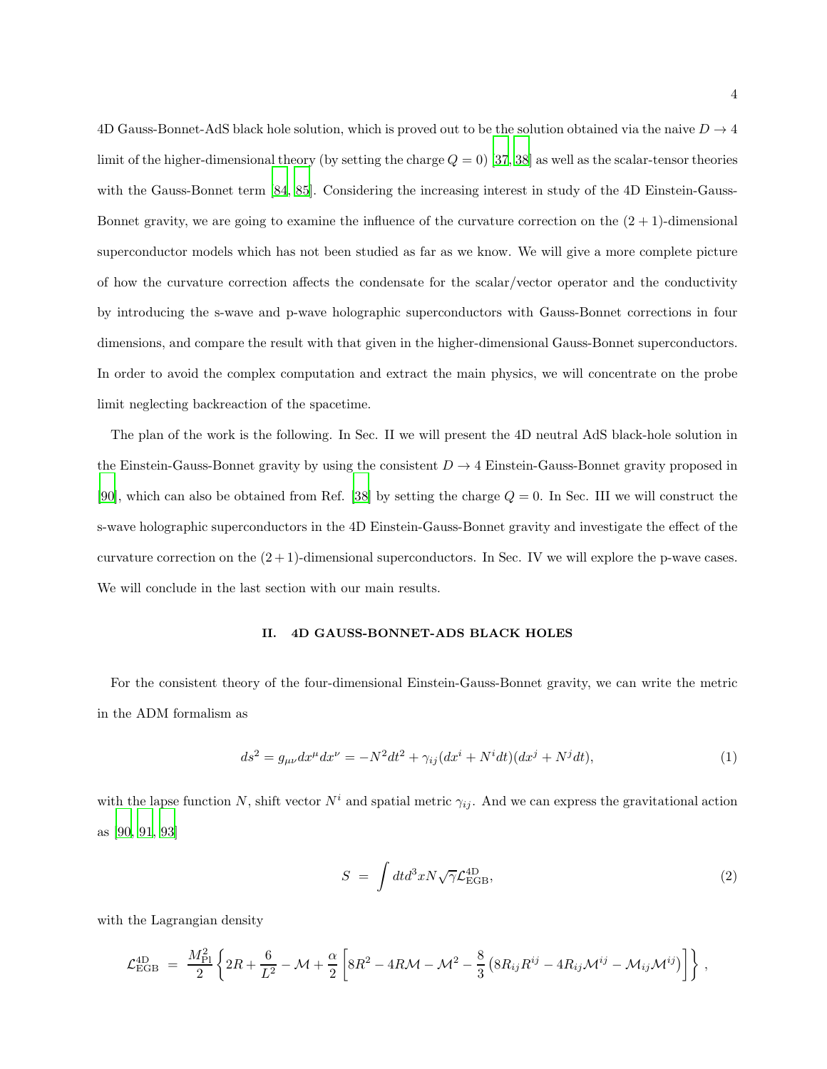4D Gauss-Bonnet-AdS black hole solution, which is proved out to be the solution obtained via the naive $D \to 4$ limit of the higher-dimensional theory (by setting the charge $Q = 0$) [37, 38] as well as the scalar-tensor theories with the Gauss-Bonnet term [84, 85]. Considering the increasing interest in study of the 4D Einstein-Gauss-Bonnet gravity, we are going to examine the influence of the curvature correction on the $(2+1)$-dimensional superconductor models which has not been studied as far as we know. We will give a more complete picture of how the curvature correction affects the condensate for the scalar/vector operator and the conductivity by introducing the s-wave and p-wave holographic superconductors with Gauss-Bonnet corrections in four dimensions, and compare the result with that given in the higher-dimensional Gauss-Bonnet superconductors. In order to avoid the complex computation and extract the main physics, we will concentrate on the probe limit neglecting backreaction of the spacetime.

The plan of the work is the following. In Sec. II we will present the 4D neutral AdS black-hole solution in the Einstein-Gauss-Bonnet gravity by using the consistent $D \to 4$ Einstein-Gauss-Bonnet gravity proposed in [90], which can also be obtained from Ref. [38] by setting the charge $Q = 0$. In Sec. III we will construct the s-wave holographic superconductors in the 4D Einstein-Gauss-Bonnet gravity and investigate the effect of the curvature correction on the $(2+1)$-dimensional superconductors. In Sec. IV we will explore the p-wave cases. We will conclude in the last section with our main results.

## II. 4D GAUSS-BONNET-ADS BLACK HOLES

For the consistent theory of the four-dimensional Einstein-Gauss-Bonnet gravity, we can write the metric in the ADM formalism as

$$ds^2 = g_{\mu\nu}dx^\mu dx^\nu = -N^2dt^2 + \gamma_{ij}(dx^i + N^i dt)(dx^j + N^j dt), \tag{1}$$

with the lapse function $N$, shift vector $N^i$ and spatial metric $\gamma_{ij}$. And we can express the gravitational action as [90, 91, 93]

$$S = \int dt d^3x N\sqrt{\gamma}\mathcal{L}^{\rm 4D}_{\rm EGB}, \tag{2}$$

with the Lagrangian density

$$\mathcal{L}^{\rm 4D}_{\rm EGB} = \frac{M_{\rm Pl}^2}{2}\left\{2R + \frac{6}{L^2} - \mathcal{M} + \frac{\alpha}{2}\left[8R^2 - 4R\mathcal{M} - \mathcal{M}^2 - \frac{8}{3}\left(8R_{ij}R^{ij} - 4R_{ij}\mathcal{M}^{ij} - \mathcal{M}_{ij}\mathcal{M}^{ij}\right)\right]\right\},$$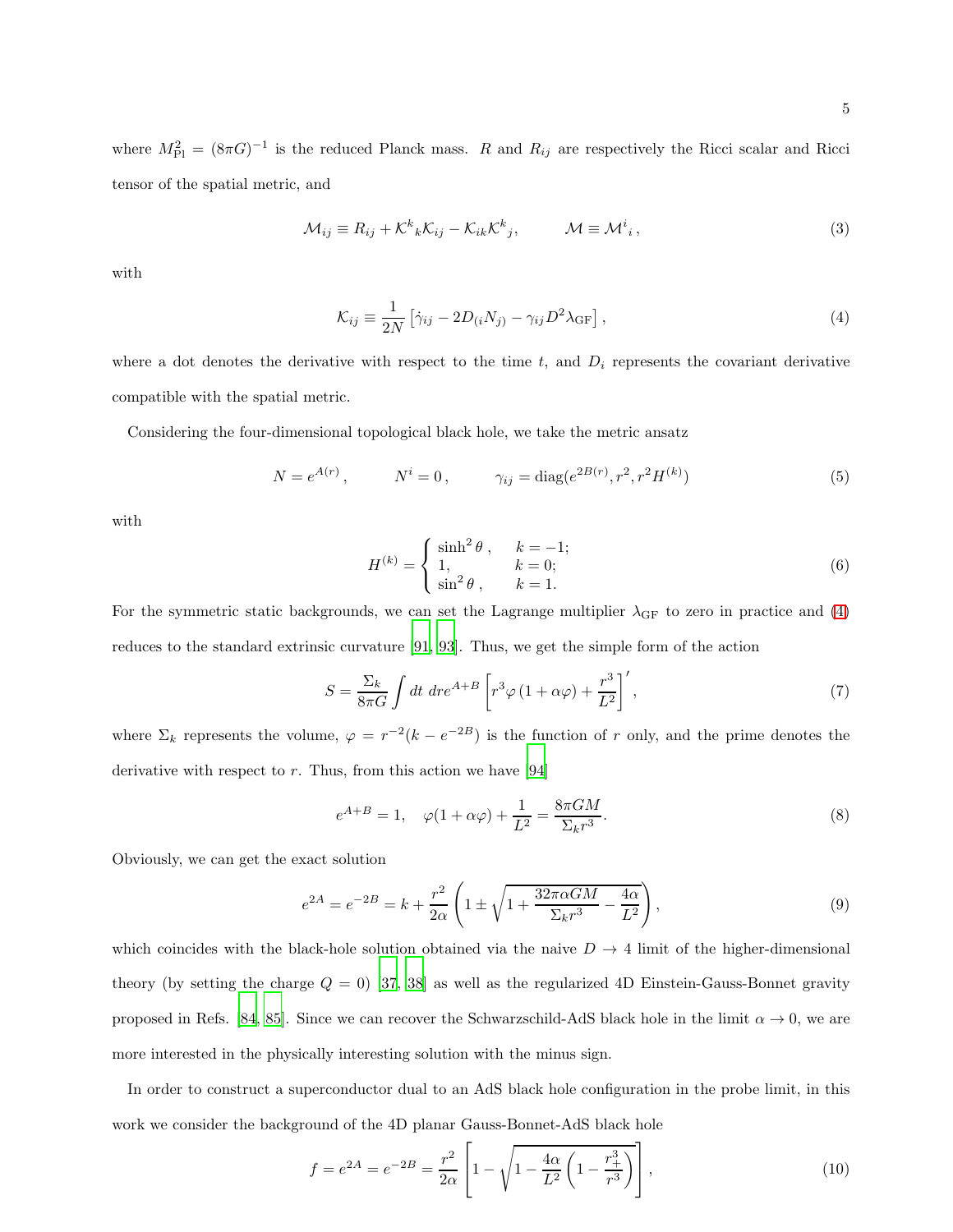where $M_{\rm Pl}^2 = (8\pi G)^{-1}$ is the reduced Planck mass. $R$ and $R_{ij}$ are respectively the Ricci scalar and Ricci tensor of the spatial metric, and

$$\mathcal{M}_{ij} \equiv R_{ij} + \mathcal{K}^k{}_k \mathcal{K}_{ij} - \mathcal{K}_{ik}\mathcal{K}^k{}_j, \qquad \mathcal{M} \equiv \mathcal{M}^i{}_i\,, \tag{3}$$

with

$$\mathcal{K}_{ij} \equiv \frac{1}{2N}\left[\dot{\gamma}_{ij} - 2D_{(i}N_{j)} - \gamma_{ij}D^2\lambda_{\rm GF}\right], \tag{4}$$

where a dot denotes the derivative with respect to the time $t$, and $D_i$ represents the covariant derivative compatible with the spatial metric.

Considering the four-dimensional topological black hole, we take the metric ansatz

$$N = e^{A(r)}\,, \qquad N^i = 0\,, \qquad \gamma_{ij} = {\rm diag}(e^{2B(r)}, r^2, r^2 H^{(k)}) \tag{5}$$

with

$$H^{(k)} = \begin{cases} \sinh^2\theta\,, & k = -1; \\ 1, & k = 0; \\ \sin^2\theta\,, & k = 1. \end{cases} \tag{6}$$

For the symmetric static backgrounds, we can set the Lagrange multiplier $\lambda_{\rm GF}$ to zero in practice and (4) reduces to the standard extrinsic curvature [91, 93]. Thus, we get the simple form of the action

$$S = \frac{\Sigma_k}{8\pi G}\int dt\; dr e^{A+B}\left[r^3\varphi\left(1+\alpha\varphi\right) + \frac{r^3}{L^2}\right]', \tag{7}$$

where $\Sigma_k$ represents the volume, $\varphi = r^{-2}(k - e^{-2B})$ is the function of $r$ only, and the prime denotes the derivative with respect to $r$. Thus, from this action we have [94]

$$e^{A+B} = 1, \quad \varphi(1+\alpha\varphi) + \frac{1}{L^2} = \frac{8\pi GM}{\Sigma_k r^3}. \tag{8}$$

Obviously, we can get the exact solution

$$e^{2A} = e^{-2B} = k + \frac{r^2}{2\alpha}\left(1 \pm \sqrt{1 + \frac{32\pi\alpha GM}{\Sigma_k r^3} - \frac{4\alpha}{L^2}}\right), \tag{9}$$

which coincides with the black-hole solution obtained via the naive $D \to 4$ limit of the higher-dimensional theory (by setting the charge $Q = 0$) [37, 38] as well as the regularized 4D Einstein-Gauss-Bonnet gravity proposed in Refs. [84, 85]. Since we can recover the Schwarzschild-AdS black hole in the limit $\alpha \to 0$, we are more interested in the physically interesting solution with the minus sign.

In order to construct a superconductor dual to an AdS black hole configuration in the probe limit, in this work we consider the background of the 4D planar Gauss-Bonnet-AdS black hole

$$f = e^{2A} = e^{-2B} = \frac{r^2}{2\alpha}\left[1 - \sqrt{1 - \frac{4\alpha}{L^2}\left(1 - \frac{r_+^3}{r^3}\right)}\right], \tag{10}$$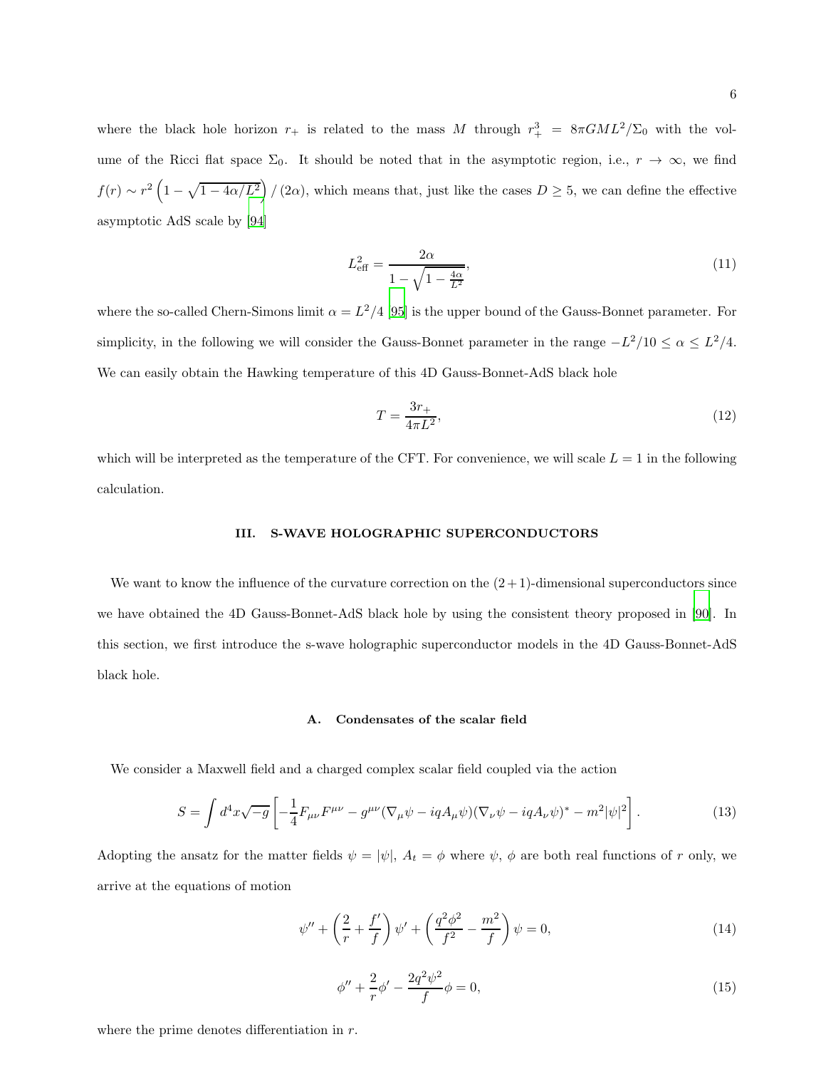where the black hole horizon $r_+$ is related to the mass $M$ through $r_+^3 = 8\pi GML^2/\Sigma_0$ with the volume of the Ricci flat space $\Sigma_0$. It should be noted that in the asymptotic region, i.e., $r \to \infty$, we find $f(r) \sim r^2\left(1 - \sqrt{1 - 4\alpha/L^2}\right)/(2\alpha)$, which means that, just like the cases $D \geq 5$, we can define the effective asymptotic AdS scale by [94]

$$L_{\rm eff}^2 = \frac{2\alpha}{1 - \sqrt{1 - \frac{4\alpha}{L^2}}}, \tag{11}$$

where the so-called Chern-Simons limit $\alpha = L^2/4$ [95] is the upper bound of the Gauss-Bonnet parameter. For simplicity, in the following we will consider the Gauss-Bonnet parameter in the range $-L^2/10 \leq \alpha \leq L^2/4$. We can easily obtain the Hawking temperature of this 4D Gauss-Bonnet-AdS black hole

$$T = \frac{3r_+}{4\pi L^2}, \tag{12}$$

which will be interpreted as the temperature of the CFT. For convenience, we will scale $L = 1$ in the following calculation.

## III. S-WAVE HOLOGRAPHIC SUPERCONDUCTORS

We want to know the influence of the curvature correction on the $(2+1)$-dimensional superconductors since we have obtained the 4D Gauss-Bonnet-AdS black hole by using the consistent theory proposed in [90]. In this section, we first introduce the s-wave holographic superconductor models in the 4D Gauss-Bonnet-AdS black hole.

### A. Condensates of the scalar field

We consider a Maxwell field and a charged complex scalar field coupled via the action

$$S = \int d^4x\sqrt{-g}\left[-\frac{1}{4}F_{\mu\nu}F^{\mu\nu} - g^{\mu\nu}(\nabla_\mu\psi - iqA_\mu\psi)(\nabla_\nu\psi - iqA_\nu\psi)^* - m^2|\psi|^2\right]. \tag{13}$$

Adopting the ansatz for the matter fields $\psi = |\psi|$, $A_t = \phi$ where $\psi$, $\phi$ are both real functions of $r$ only, we arrive at the equations of motion

$$\psi'' + \left(\frac{2}{r} + \frac{f'}{f}\right)\psi' + \left(\frac{q^2\phi^2}{f^2} - \frac{m^2}{f}\right)\psi = 0, \tag{14}$$

$$\phi'' + \frac{2}{r}\phi' - \frac{2q^2\psi^2}{f}\phi = 0, \tag{15}$$

where the prime denotes differentiation in $r$.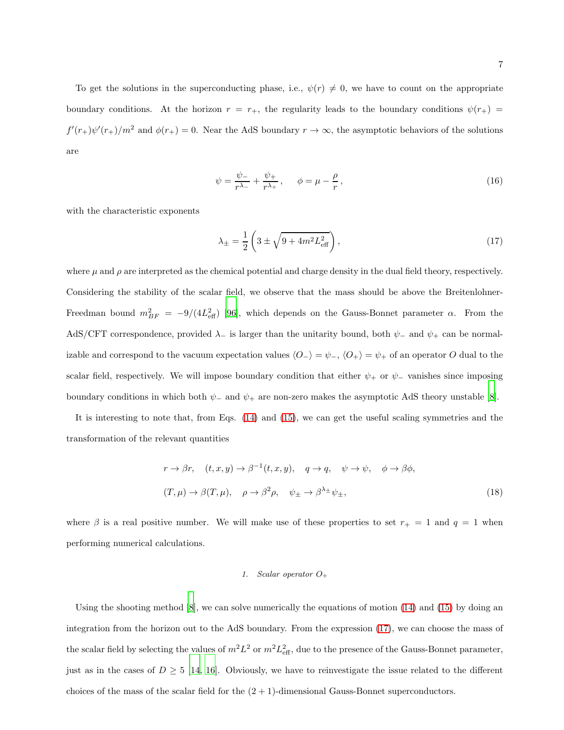To get the solutions in the superconducting phase, i.e., $\psi(r) \neq 0$, we have to count on the appropriate boundary conditions. At the horizon $r = r_+$, the regularity leads to the boundary conditions $\psi(r_+) = f'(r_+)\psi'(r_+)/m^2$ and $\phi(r_+) = 0$. Near the AdS boundary $r \to \infty$, the asymptotic behaviors of the solutions are

$$\psi = \frac{\psi_-}{r^{\lambda_-}} + \frac{\psi_+}{r^{\lambda_+}}, \quad \phi = \mu - \frac{\rho}{r}, \tag{16}$$

with the characteristic exponents

$$\lambda_\pm = \frac{1}{2}\left(3 \pm \sqrt{9 + 4m^2 L_{\text{eff}}^2}\right), \tag{17}$$

where $\mu$ and $\rho$ are interpreted as the chemical potential and charge density in the dual field theory, respectively. Considering the stability of the scalar field, we observe that the mass should be above the Breitenlohner-Freedman bound $m_{BF}^2 = -9/(4L_{\text{eff}}^2)$ [96], which depends on the Gauss-Bonnet parameter $\alpha$. From the AdS/CFT correspondence, provided $\lambda_-$ is larger than the unitarity bound, both $\psi_-$ and $\psi_+$ can be normalizable and correspond to the vacuum expectation values $\langle O_- \rangle = \psi_-$, $\langle O_+ \rangle = \psi_+$ of an operator $O$ dual to the scalar field, respectively. We will impose boundary condition that either $\psi_+$ or $\psi_-$ vanishes since imposing boundary conditions in which both $\psi_-$ and $\psi_+$ are non-zero makes the asymptotic AdS theory unstable [8].

It is interesting to note that, from Eqs. (14) and (15), we can get the useful scaling symmetries and the transformation of the relevant quantities

$$\begin{aligned}
&r \to \beta r, \quad (t, x, y) \to \beta^{-1}(t, x, y), \quad q \to q, \quad \psi \to \psi, \quad \phi \to \beta\phi, \\
&(T, \mu) \to \beta(T, \mu), \quad \rho \to \beta^2 \rho, \quad \psi_\pm \to \beta^{\lambda_\pm}\psi_\pm,
\end{aligned} \tag{18}$$

where $\beta$ is a real positive number. We will make use of these properties to set $r_+ = 1$ and $q = 1$ when performing numerical calculations.

### 1. Scalar operator $O_+$

Using the shooting method [8], we can solve numerically the equations of motion (14) and (15) by doing an integration from the horizon out to the AdS boundary. From the expression (17), we can choose the mass of the scalar field by selecting the values of $m^2L^2$ or $m^2L_{\text{eff}}^2$, due to the presence of the Gauss-Bonnet parameter, just as in the cases of $D \geq 5$ [14, 16]. Obviously, we have to reinvestigate the issue related to the different choices of the mass of the scalar field for the $(2+1)$-dimensional Gauss-Bonnet superconductors.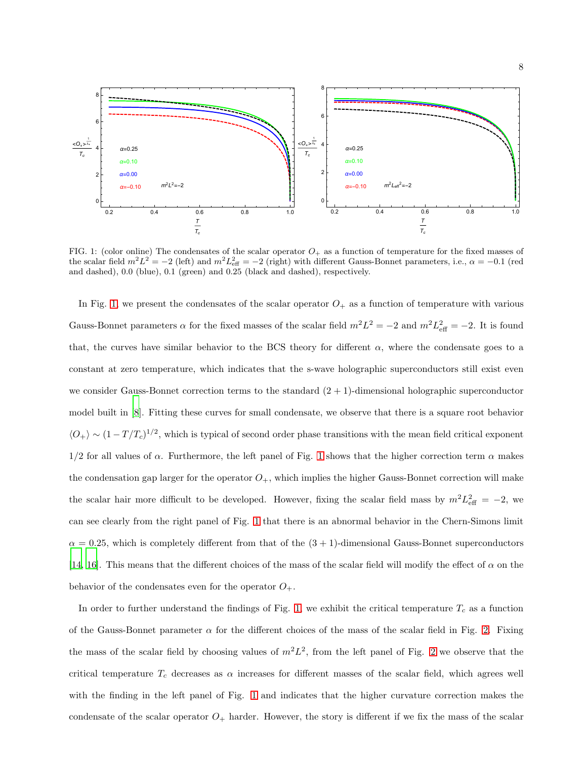FIG. 1: (color online) The condensates of the scalar operator $O_+$ as a function of temperature for the fixed masses of the scalar field $m^2L^2 = -2$ (left) and $m^2L_{\rm eff}^2 = -2$ (right) with different Gauss-Bonnet parameters, i.e., $\alpha = -0.1$ (red and dashed), 0.0 (blue), 0.1 (green) and 0.25 (black and dashed), respectively.

In Fig. 1 we present the condensates of the scalar operator $O_+$ as a function of temperature with various Gauss-Bonnet parameters $\alpha$ for the fixed masses of the scalar field $m^2L^2 = -2$ and $m^2L_{\rm eff}^2 = -2$. It is found that, the curves have similar behavior to the BCS theory for different $\alpha$, where the condensate goes to a constant at zero temperature, which indicates that the s-wave holographic superconductors still exist even we consider Gauss-Bonnet correction terms to the standard $(2+1)$-dimensional holographic superconductor model built in [8]. Fitting these curves for small condensate, we observe that there is a square root behavior $\langle O_+\rangle \sim (1-T/T_c)^{1/2}$, which is typical of second order phase transitions with the mean field critical exponent 1/2 for all values of $\alpha$. Furthermore, the left panel of Fig. 1 shows that the higher correction term $\alpha$ makes the condensation gap larger for the operator $O_+$, which implies the higher Gauss-Bonnet correction will make the scalar hair more difficult to be developed. However, fixing the scalar field mass by $m^2L_{\rm eff}^2 = -2$, we can see clearly from the right panel of Fig. 1 that there is an abnormal behavior in the Chern-Simons limit $\alpha = 0.25$, which is completely different from that of the $(3+1)$-dimensional Gauss-Bonnet superconductors [14, 16]. This means that the different choices of the mass of the scalar field will modify the effect of $\alpha$ on the behavior of the condensates even for the operator $O_+$.

In order to further understand the findings of Fig. 1, we exhibit the critical temperature $T_c$ as a function of the Gauss-Bonnet parameter $\alpha$ for the different choices of the mass of the scalar field in Fig. 2. Fixing the mass of the scalar field by choosing values of $m^2L^2$, from the left panel of Fig. 2 we observe that the critical temperature $T_c$ decreases as $\alpha$ increases for different masses of the scalar field, which agrees well with the finding in the left panel of Fig. 1 and indicates that the higher curvature correction makes the condensate of the scalar operator $O_+$ harder. However, the story is different if we fix the mass of the scalar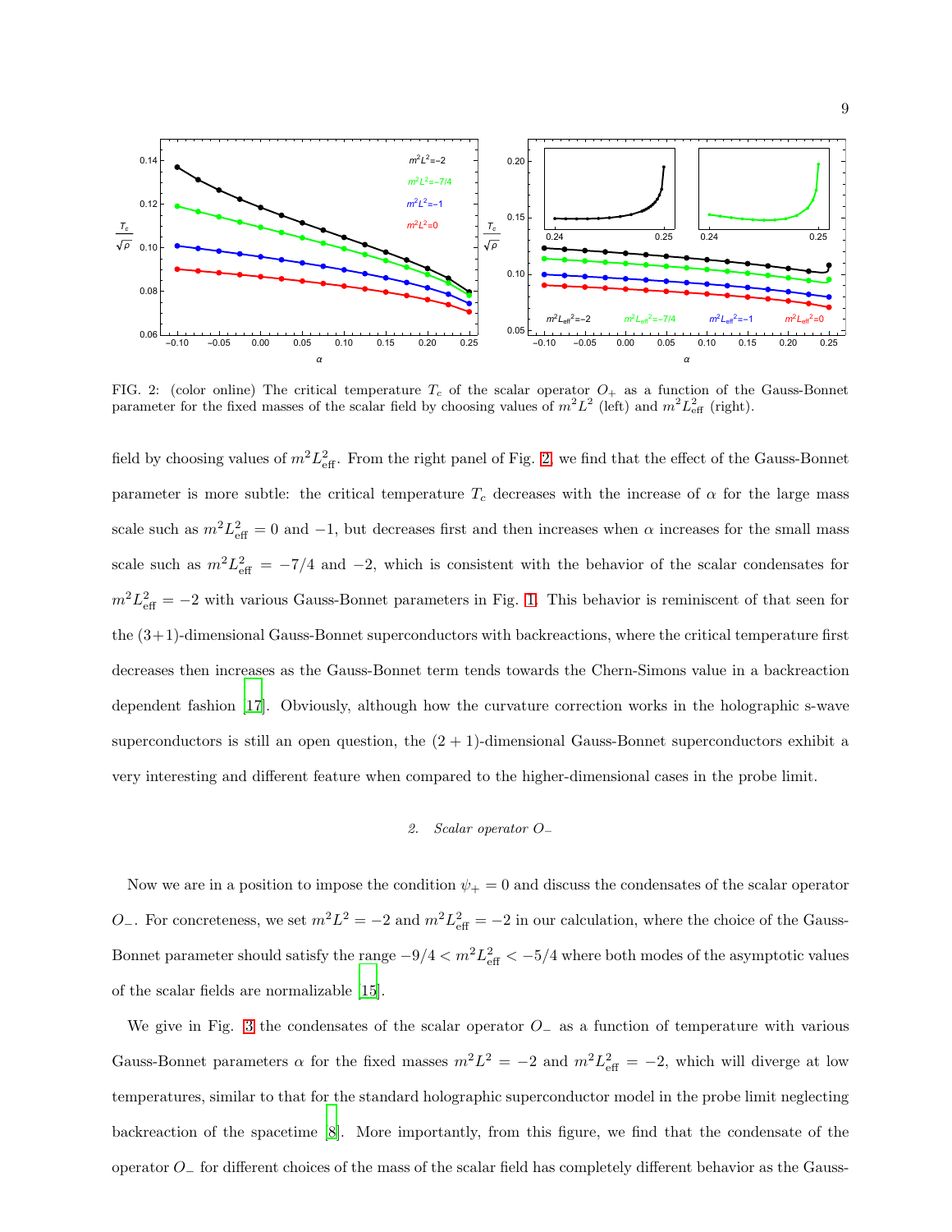FIG. 2: (color online) The critical temperature $T_c$ of the scalar operator $O_+$ as a function of the Gauss-Bonnet parameter for the fixed masses of the scalar field by choosing values of $m^2L^2$ (left) and $m^2L^2_{\text{eff}}$ (right).

field by choosing values of $m^2L^2_{\text{eff}}$. From the right panel of Fig. 2, we find that the effect of the Gauss-Bonnet parameter is more subtle: the critical temperature $T_c$ decreases with the increase of $\alpha$ for the large mass scale such as $m^2L^2_{\text{eff}} = 0$ and $-1$, but decreases first and then increases when $\alpha$ increases for the small mass scale such as $m^2L^2_{\text{eff}} = -7/4$ and $-2$, which is consistent with the behavior of the scalar condensates for $m^2L^2_{\text{eff}} = -2$ with various Gauss-Bonnet parameters in Fig. 1. This behavior is reminiscent of that seen for the (3+1)-dimensional Gauss-Bonnet superconductors with backreactions, where the critical temperature first decreases then increases as the Gauss-Bonnet term tends towards the Chern-Simons value in a backreaction dependent fashion [17]. Obviously, although how the curvature correction works in the holographic s-wave superconductors is still an open question, the $(2+1)$-dimensional Gauss-Bonnet superconductors exhibit a very interesting and different feature when compared to the higher-dimensional cases in the probe limit.

### 2. Scalar operator $O_-$

Now we are in a position to impose the condition $\psi_+ = 0$ and discuss the condensates of the scalar operator $O_-$. For concreteness, we set $m^2L^2 = -2$ and $m^2L^2_{\text{eff}} = -2$ in our calculation, where the choice of the Gauss-Bonnet parameter should satisfy the range $-9/4 < m^2L^2_{\text{eff}} < -5/4$ where both modes of the asymptotic values of the scalar fields are normalizable [15].

We give in Fig. 3 the condensates of the scalar operator $O_-$ as a function of temperature with various Gauss-Bonnet parameters $\alpha$ for the fixed masses $m^2L^2 = -2$ and $m^2L^2_{\text{eff}} = -2$, which will diverge at low temperatures, similar to that for the standard holographic superconductor model in the probe limit neglecting backreaction of the spacetime [8]. More importantly, from this figure, we find that the condensate of the operator $O_-$ for different choices of the mass of the scalar field has completely different behavior as the Gauss-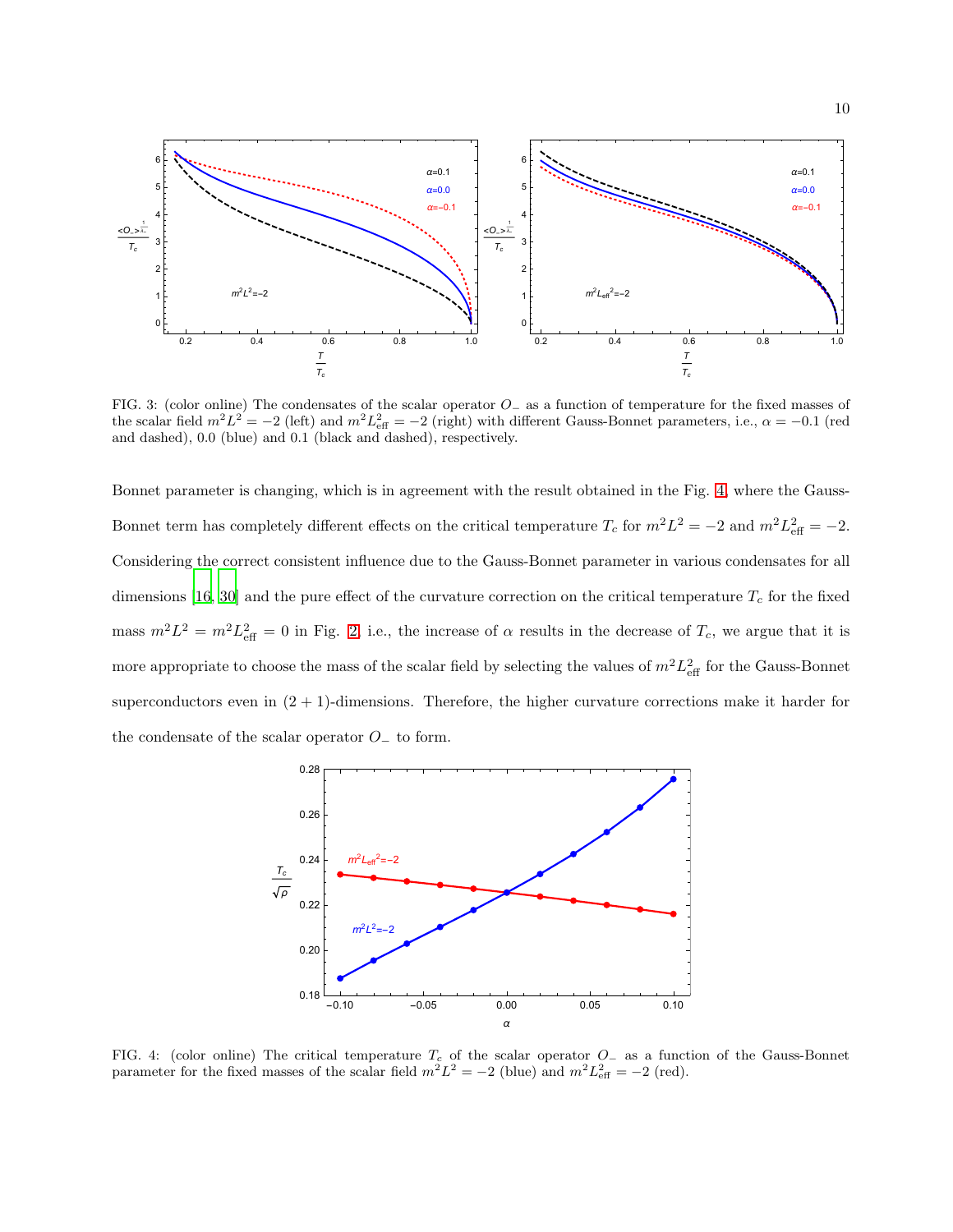FIG. 3: (color online) The condensates of the scalar operator $O_-$ as a function of temperature for the fixed masses of the scalar field $m^2L^2 = -2$ (left) and $m^2L^2_{\rm eff} = -2$ (right) with different Gauss-Bonnet parameters, i.e., $\alpha = -0.1$ (red and dashed), 0.0 (blue) and 0.1 (black and dashed), respectively.

Bonnet parameter is changing, which is in agreement with the result obtained in the Fig. 4, where the Gauss-Bonnet term has completely different effects on the critical temperature $T_c$ for $m^2L^2 = -2$ and $m^2L^2_{\rm eff} = -2$. Considering the correct consistent influence due to the Gauss-Bonnet parameter in various condensates for all dimensions [16, 30] and the pure effect of the curvature correction on the critical temperature $T_c$ for the fixed mass $m^2L^2 = m^2L^2_{\rm eff} = 0$ in Fig. 2, i.e., the increase of $\alpha$ results in the decrease of $T_c$, we argue that it is more appropriate to choose the mass of the scalar field by selecting the values of $m^2L^2_{\rm eff}$ for the Gauss-Bonnet superconductors even in $(2 + 1)$-dimensions. Therefore, the higher curvature corrections make it harder for the condensate of the scalar operator $O_-$ to form.

FIG. 4: (color online) The critical temperature $T_c$ of the scalar operator $O_-$ as a function of the Gauss-Bonnet parameter for the fixed masses of the scalar field $m^2L^2 = -2$ (blue) and $m^2L^2_{\rm eff} = -2$ (red).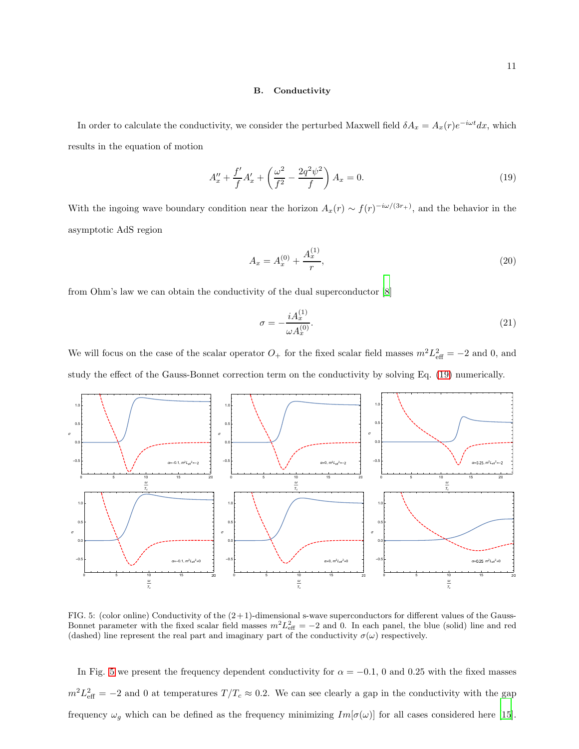### B. Conductivity

In order to calculate the conductivity, we consider the perturbed Maxwell field $\delta A_x = A_x(r)e^{-i\omega t}dx$, which results in the equation of motion

$$A_x'' + \frac{f'}{f}A_x' + \left(\frac{\omega^2}{f^2} - \frac{2q^2\psi^2}{f}\right)A_x = 0. \tag{19}$$

With the ingoing wave boundary condition near the horizon $A_x(r) \sim f(r)^{-i\omega/(3r_+)}$, and the behavior in the asymptotic AdS region

$$A_x = A_x^{(0)} + \frac{A_x^{(1)}}{r}, \tag{20}$$

from Ohm's law we can obtain the conductivity of the dual superconductor [8]

$$\sigma = -\frac{iA_x^{(1)}}{\omega A_x^{(0)}}. \tag{21}$$

We will focus on the case of the scalar operator $O_+$ for the fixed scalar field masses $m^2L_{\text{eff}}^2 = -2$ and 0, and study the effect of the Gauss-Bonnet correction term on the conductivity by solving Eq. (19) numerically.

FIG. 5: (color online) Conductivity of the (2+1)-dimensional s-wave superconductors for different values of the Gauss-Bonnet parameter with the fixed scalar field masses $m^2L_{\text{eff}}^2 = -2$ and 0. In each panel, the blue (solid) line and red (dashed) line represent the real part and imaginary part of the conductivity $\sigma(\omega)$ respectively.

In Fig. 5 we present the frequency dependent conductivity for $\alpha = -0.1$, 0 and 0.25 with the fixed masses $m^2L_{\text{eff}}^2 = -2$ and 0 at temperatures $T/T_c \approx 0.2$. We can see clearly a gap in the conductivity with the gap frequency $\omega_g$ which can be defined as the frequency minimizing $Im[\sigma(\omega)]$ for all cases considered here [15].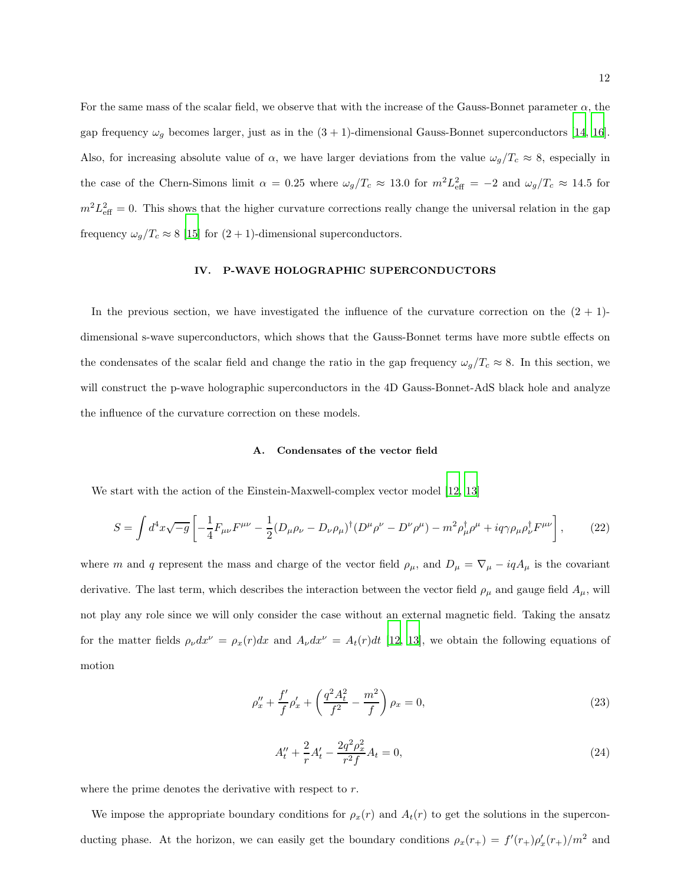For the same mass of the scalar field, we observe that with the increase of the Gauss-Bonnet parameter $\alpha$, the gap frequency $\omega_g$ becomes larger, just as in the $(3+1)$-dimensional Gauss-Bonnet superconductors [14, 16]. Also, for increasing absolute value of $\alpha$, we have larger deviations from the value $\omega_g/T_c \approx 8$, especially in the case of the Chern-Simons limit $\alpha = 0.25$ where $\omega_g/T_c \approx 13.0$ for $m^2 L_{\rm eff}^2 = -2$ and $\omega_g/T_c \approx 14.5$ for $m^2 L_{\rm eff}^2 = 0$. This shows that the higher curvature corrections really change the universal relation in the gap frequency $\omega_g/T_c \approx 8$ [15] for $(2+1)$-dimensional superconductors.

## IV. P-WAVE HOLOGRAPHIC SUPERCONDUCTORS

In the previous section, we have investigated the influence of the curvature correction on the $(2+1)$-dimensional s-wave superconductors, which shows that the Gauss-Bonnet terms have more subtle effects on the condensates of the scalar field and change the ratio in the gap frequency $\omega_g/T_c \approx 8$. In this section, we will construct the p-wave holographic superconductors in the 4D Gauss-Bonnet-AdS black hole and analyze the influence of the curvature correction on these models.

### A. Condensates of the vector field

We start with the action of the Einstein-Maxwell-complex vector model [12, 13]

$$S = \int d^4x \sqrt{-g} \left[ -\frac{1}{4} F_{\mu\nu} F^{\mu\nu} - \frac{1}{2} (D_\mu \rho_\nu - D_\nu \rho_\mu)^\dagger (D^\mu \rho^\nu - D^\nu \rho^\mu) - m^2 \rho_\mu^\dagger \rho^\mu + i q \gamma \rho_\mu \rho_\nu^\dagger F^{\mu\nu} \right], \tag{22}$$

where $m$ and $q$ represent the mass and charge of the vector field $\rho_\mu$, and $D_\mu = \nabla_\mu - i q A_\mu$ is the covariant derivative. The last term, which describes the interaction between the vector field $\rho_\mu$ and gauge field $A_\mu$, will not play any role since we will only consider the case without an external magnetic field. Taking the ansatz for the matter fields $\rho_\nu dx^\nu = \rho_x(r) dx$ and $A_\nu dx^\nu = A_t(r) dt$ [12, 13], we obtain the following equations of motion

$$\rho_x'' + \frac{f'}{f} \rho_x' + \left( \frac{q^2 A_t^2}{f^2} - \frac{m^2}{f} \right) \rho_x = 0, \tag{23}$$

$$A_t'' + \frac{2}{r} A_t' - \frac{2 q^2 \rho_x^2}{r^2 f} A_t = 0, \tag{24}$$

where the prime denotes the derivative with respect to $r$.

We impose the appropriate boundary conditions for $\rho_x(r)$ and $A_t(r)$ to get the solutions in the superconducting phase. At the horizon, we can easily get the boundary conditions $\rho_x(r_+) = f'(r_+)\rho_x'(r_+)/m^2$ and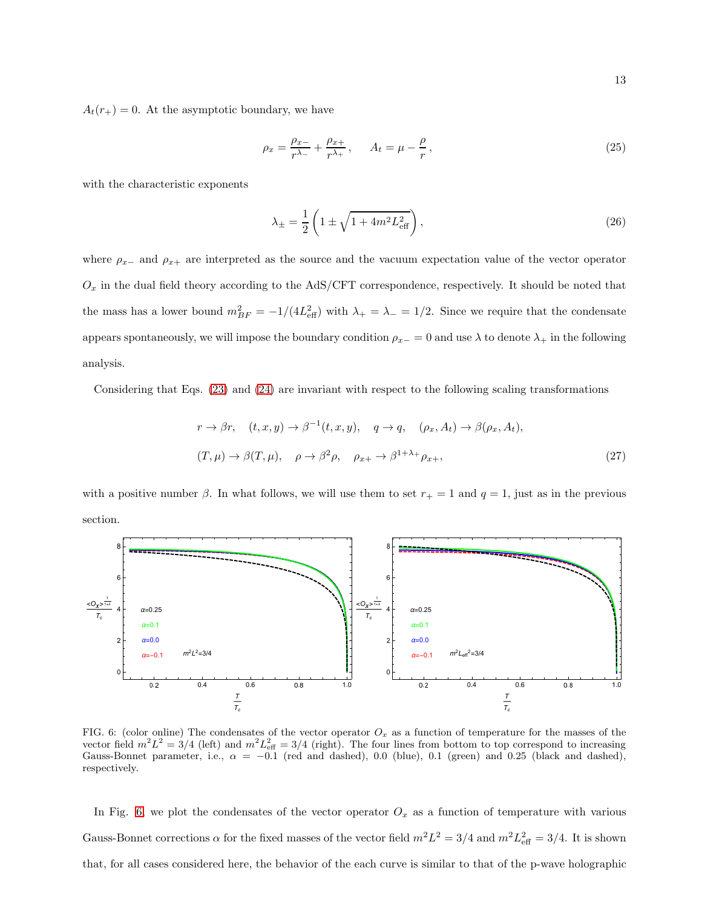$A_t(r_+) = 0$. At the asymptotic boundary, we have

$$\rho_x = \frac{\rho_{x-}}{r^{\lambda_-}} + \frac{\rho_{x+}}{r^{\lambda_+}}, \qquad A_t = \mu - \frac{\rho}{r}, \tag{25}$$

with the characteristic exponents

$$\lambda_\pm = \frac{1}{2}\left(1 \pm \sqrt{1+4m^2L_{\text{eff}}^2}\right), \tag{26}$$

where $\rho_{x-}$ and $\rho_{x+}$ are interpreted as the source and the vacuum expectation value of the vector operator $O_x$ in the dual field theory according to the AdS/CFT correspondence, respectively. It should be noted that the mass has a lower bound $m_{BF}^2 = -1/(4L_{\text{eff}}^2)$ with $\lambda_+ = \lambda_- = 1/2$. Since we require that the condensate appears spontaneously, we will impose the boundary condition $\rho_{x-} = 0$ and use $\lambda$ to denote $\lambda_+$ in the following analysis.

Considering that Eqs. (23) and (24) are invariant with respect to the following scaling transformations

$$\begin{aligned}
&r \to \beta r, \quad (t,x,y) \to \beta^{-1}(t,x,y), \quad q \to q, \quad (\rho_x, A_t) \to \beta(\rho_x, A_t), \\
&(T,\mu) \to \beta(T,\mu), \quad \rho \to \beta^2 \rho, \quad \rho_{x+} \to \beta^{1+\lambda_+}\rho_{x+},
\end{aligned} \tag{27}$$

with a positive number $\beta$. In what follows, we will use them to set $r_+ = 1$ and $q = 1$, just as in the previous section.

FIG. 6: (color online) The condensates of the vector operator $O_x$ as a function of temperature for the masses of the vector field $m^2L^2 = 3/4$ (left) and $m^2L_{\text{eff}}^2 = 3/4$ (right). The four lines from bottom to top correspond to increasing Gauss-Bonnet parameter, i.e., $\alpha = -0.1$ (red and dashed), 0.0 (blue), 0.1 (green) and 0.25 (black and dashed), respectively.

In Fig. 6, we plot the condensates of the vector operator $O_x$ as a function of temperature with various Gauss-Bonnet corrections $\alpha$ for the fixed masses of the vector field $m^2L^2 = 3/4$ and $m^2L_{\text{eff}}^2 = 3/4$. It is shown that, for all cases considered here, the behavior of the each curve is similar to that of the p-wave holographic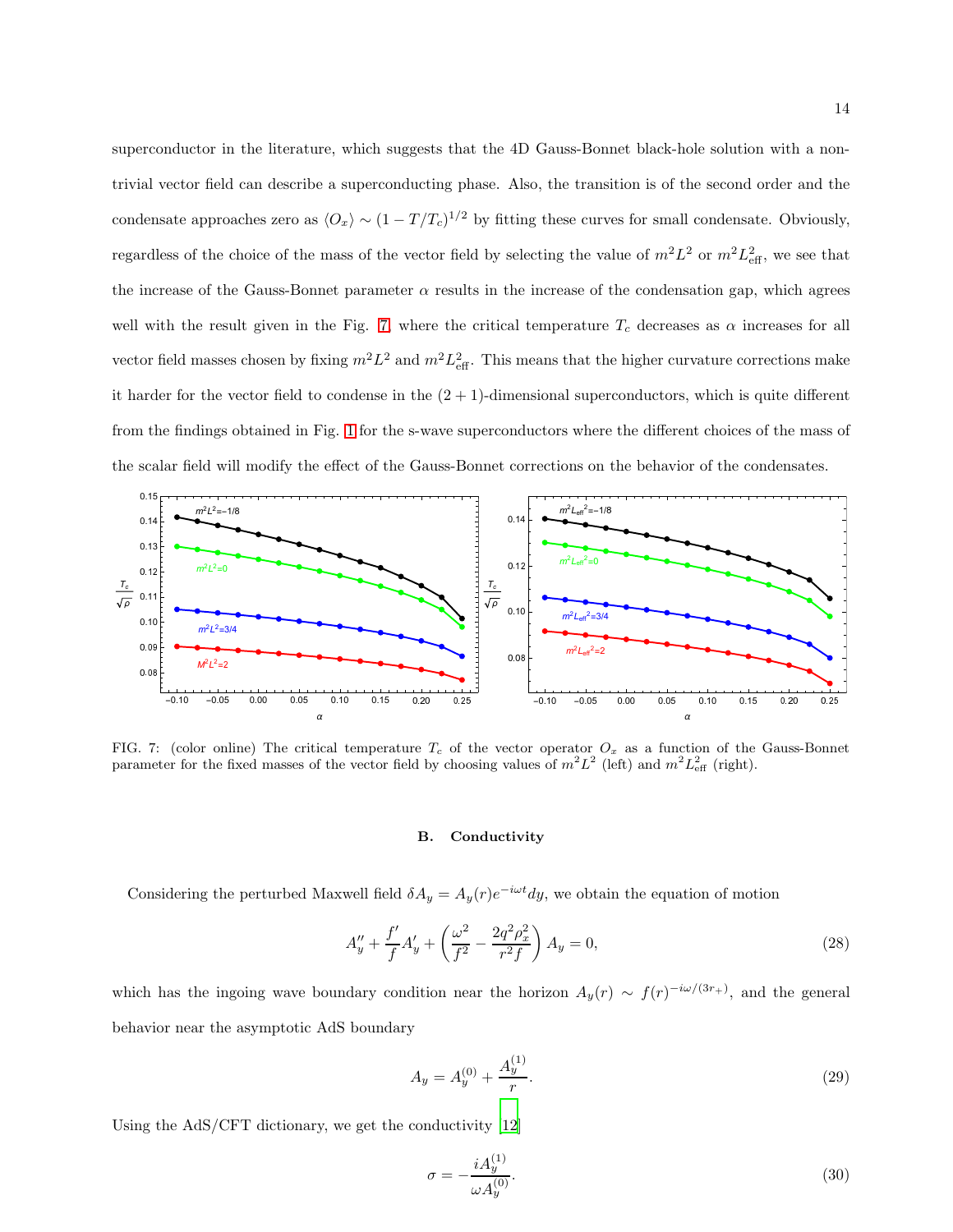superconductor in the literature, which suggests that the 4D Gauss-Bonnet black-hole solution with a nontrivial vector field can describe a superconducting phase. Also, the transition is of the second order and the condensate approaches zero as $\langle O_x \rangle \sim (1 - T/T_c)^{1/2}$ by fitting these curves for small condensate. Obviously, regardless of the choice of the mass of the vector field by selecting the value of $m^2L^2$ or $m^2L^2_{\text{eff}}$, we see that the increase of the Gauss-Bonnet parameter $\alpha$ results in the increase of the condensation gap, which agrees well with the result given in the Fig. 7 where the critical temperature $T_c$ decreases as $\alpha$ increases for all vector field masses chosen by fixing $m^2L^2$ and $m^2L^2_{\text{eff}}$. This means that the higher curvature corrections make it harder for the vector field to condense in the $(2+1)$-dimensional superconductors, which is quite different from the findings obtained in Fig. 1 for the s-wave superconductors where the different choices of the mass of the scalar field will modify the effect of the Gauss-Bonnet corrections on the behavior of the condensates.

FIG. 7: (color online) The critical temperature $T_c$ of the vector operator $O_x$ as a function of the Gauss-Bonnet parameter for the fixed masses of the vector field by choosing values of $m^2L^2$ (left) and $m^2L^2_{\text{eff}}$ (right).

### B. Conductivity

Considering the perturbed Maxwell field $\delta A_y = A_y(r)e^{-i\omega t}dy$, we obtain the equation of motion

$$A''_y + \frac{f'}{f}A'_y + \left(\frac{\omega^2}{f^2} - \frac{2q^2\rho_x^2}{r^2 f}\right)A_y = 0, \tag{28}$$

which has the ingoing wave boundary condition near the horizon $A_y(r) \sim f(r)^{-i\omega/(3r_+)}$, and the general behavior near the asymptotic AdS boundary

$$A_y = A_y^{(0)} + \frac{A_y^{(1)}}{r}. \tag{29}$$

Using the AdS/CFT dictionary, we get the conductivity [12]

$$\sigma = -\frac{iA_y^{(1)}}{\omega A_y^{(0)}}. \tag{30}$$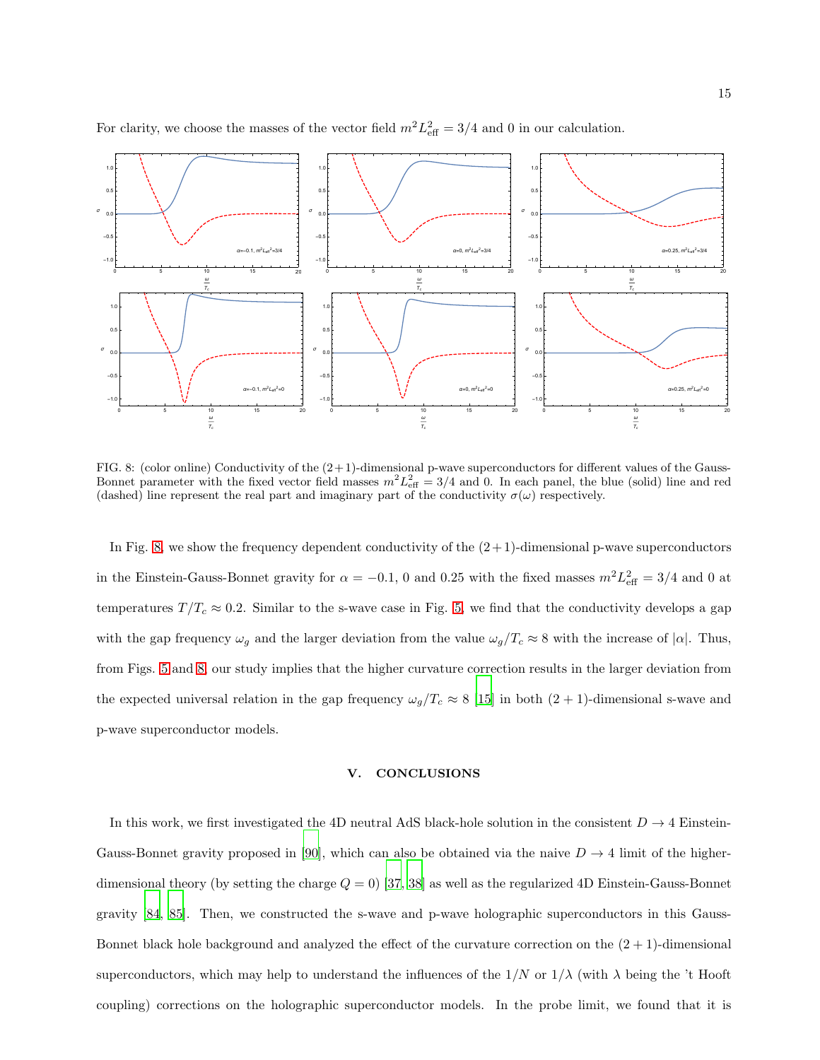For clarity, we choose the masses of the vector field $m^2L_{\rm eff}^2 = 3/4$ and 0 in our calculation.

FIG. 8: (color online) Conductivity of the (2+1)-dimensional p-wave superconductors for different values of the Gauss-Bonnet parameter with the fixed vector field masses $m^2L_{\rm eff}^2 = 3/4$ and 0. In each panel, the blue (solid) line and red (dashed) line represent the real part and imaginary part of the conductivity $\sigma(\omega)$ respectively.

In Fig. 8, we show the frequency dependent conductivity of the (2+1)-dimensional p-wave superconductors in the Einstein-Gauss-Bonnet gravity for $\alpha = -0.1$, 0 and 0.25 with the fixed masses $m^2L_{\rm eff}^2 = 3/4$ and 0 at temperatures $T/T_c \approx 0.2$. Similar to the s-wave case in Fig. 5, we find that the conductivity develops a gap with the gap frequency $\omega_g$ and the larger deviation from the value $\omega_g/T_c \approx 8$ with the increase of $|\alpha|$. Thus, from Figs. 5 and 8, our study implies that the higher curvature correction results in the larger deviation from the expected universal relation in the gap frequency $\omega_g/T_c \approx 8$ [15] in both (2+1)-dimensional s-wave and p-wave superconductor models.

## V. CONCLUSIONS

In this work, we first investigated the 4D neutral AdS black-hole solution in the consistent $D \to 4$ Einstein-Gauss-Bonnet gravity proposed in [90], which can also be obtained via the naive $D \to 4$ limit of the higher-dimensional theory (by setting the charge $Q = 0$) [37, 38] as well as the regularized 4D Einstein-Gauss-Bonnet gravity [84, 85]. Then, we constructed the s-wave and p-wave holographic superconductors in this Gauss-Bonnet black hole background and analyzed the effect of the curvature correction on the (2+1)-dimensional superconductors, which may help to understand the influences of the $1/N$ or $1/\lambda$ (with $\lambda$ being the 't Hooft coupling) corrections on the holographic superconductor models. In the probe limit, we found that it is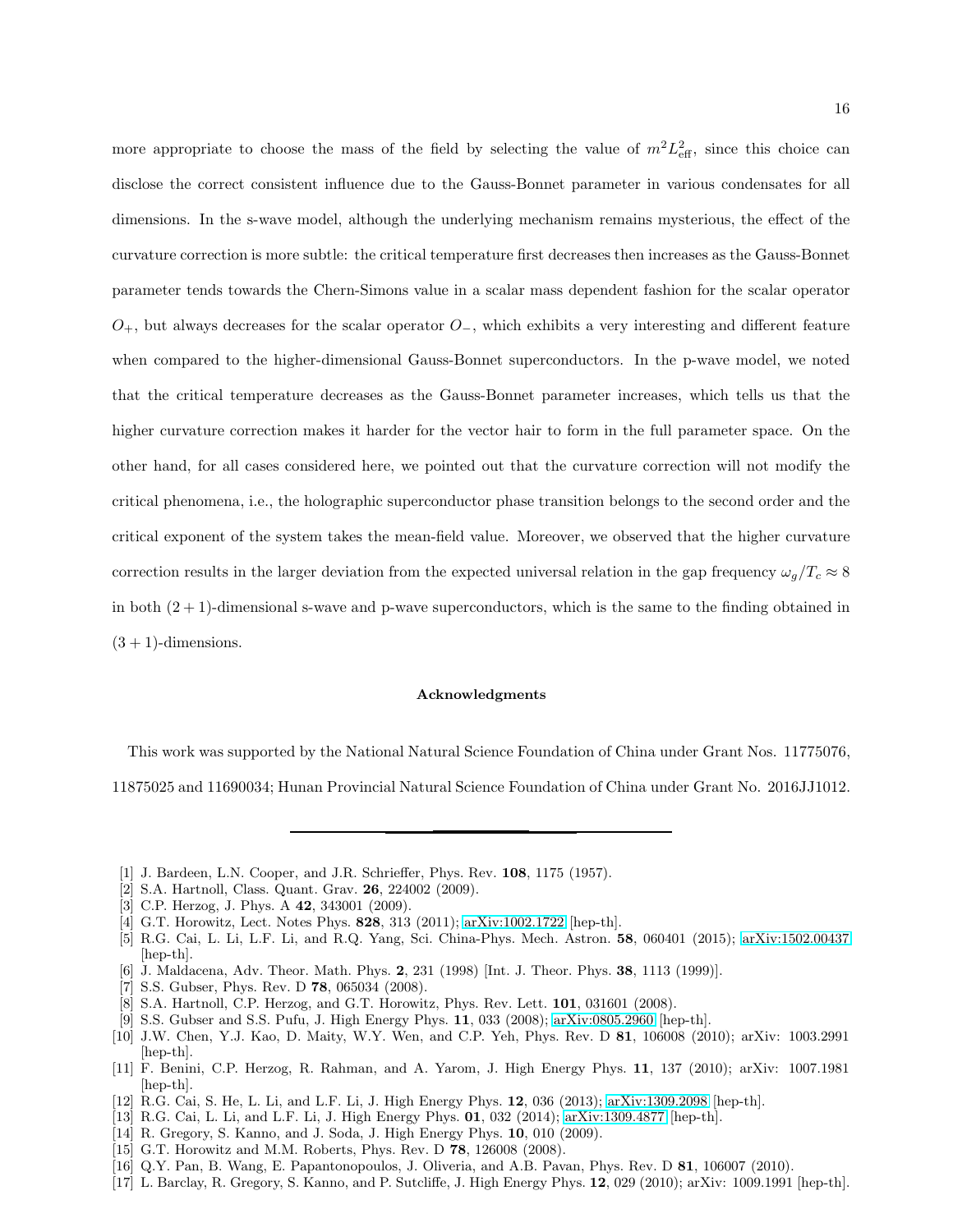more appropriate to choose the mass of the field by selecting the value of $m^2L_{\text{eff}}^2$, since this choice can disclose the correct consistent influence due to the Gauss-Bonnet parameter in various condensates for all dimensions. In the s-wave model, although the underlying mechanism remains mysterious, the effect of the curvature correction is more subtle: the critical temperature first decreases then increases as the Gauss-Bonnet parameter tends towards the Chern-Simons value in a scalar mass dependent fashion for the scalar operator $O_+$, but always decreases for the scalar operator $O_-$, which exhibits a very interesting and different feature when compared to the higher-dimensional Gauss-Bonnet superconductors. In the p-wave model, we noted that the critical temperature decreases as the Gauss-Bonnet parameter increases, which tells us that the higher curvature correction makes it harder for the vector hair to form in the full parameter space. On the other hand, for all cases considered here, we pointed out that the curvature correction will not modify the critical phenomena, i.e., the holographic superconductor phase transition belongs to the second order and the critical exponent of the system takes the mean-field value. Moreover, we observed that the higher curvature correction results in the larger deviation from the expected universal relation in the gap frequency $\omega_g/T_c \approx 8$ in both $(2+1)$-dimensional s-wave and p-wave superconductors, which is the same to the finding obtained in $(3+1)$-dimensions.

### Acknowledgments

This work was supported by the National Natural Science Foundation of China under Grant Nos. 11775076, 11875025 and 11690034; Hunan Provincial Natural Science Foundation of China under Grant No. 2016JJ1012.

---

[1] J. Bardeen, L.N. Cooper, and J.R. Schrieffer, Phys. Rev. **108**, 1175 (1957).
[2] S.A. Hartnoll, Class. Quant. Grav. **26**, 224002 (2009).
[3] C.P. Herzog, J. Phys. A **42**, 343001 (2009).
[4] G.T. Horowitz, Lect. Notes Phys. **828**, 313 (2011); arXiv:1002.1722 [hep-th].
[5] R.G. Cai, L. Li, L.F. Li, and R.Q. Yang, Sci. China-Phys. Mech. Astron. **58**, 060401 (2015); arXiv:1502.00437 [hep-th].
[6] J. Maldacena, Adv. Theor. Math. Phys. **2**, 231 (1998) [Int. J. Theor. Phys. **38**, 1113 (1999)].
[7] S.S. Gubser, Phys. Rev. D **78**, 065034 (2008).
[8] S.A. Hartnoll, C.P. Herzog, and G.T. Horowitz, Phys. Rev. Lett. **101**, 031601 (2008).
[9] S.S. Gubser and S.S. Pufu, J. High Energy Phys. **11**, 033 (2008); arXiv:0805.2960 [hep-th].
[10] J.W. Chen, Y.J. Kao, D. Maity, W.Y. Wen, and C.P. Yeh, Phys. Rev. D **81**, 106008 (2010); arXiv: 1003.2991 [hep-th].
[11] F. Benini, C.P. Herzog, R. Rahman, and A. Yarom, J. High Energy Phys. **11**, 137 (2010); arXiv: 1007.1981 [hep-th].
[12] R.G. Cai, S. He, L. Li, and L.F. Li, J. High Energy Phys. **12**, 036 (2013); arXiv:1309.2098 [hep-th].
[13] R.G. Cai, L. Li, and L.F. Li, J. High Energy Phys. **01**, 032 (2014); arXiv:1309.4877 [hep-th].
[14] R. Gregory, S. Kanno, and J. Soda, J. High Energy Phys. **10**, 010 (2009).
[15] G.T. Horowitz and M.M. Roberts, Phys. Rev. D **78**, 126008 (2008).
[16] Q.Y. Pan, B. Wang, E. Papantonopoulos, J. Oliveria, and A.B. Pavan, Phys. Rev. D **81**, 106007 (2010).
[17] L. Barclay, R. Gregory, S. Kanno, and P. Sutcliffe, J. High Energy Phys. **12**, 029 (2010); arXiv: 1009.1991 [hep-th].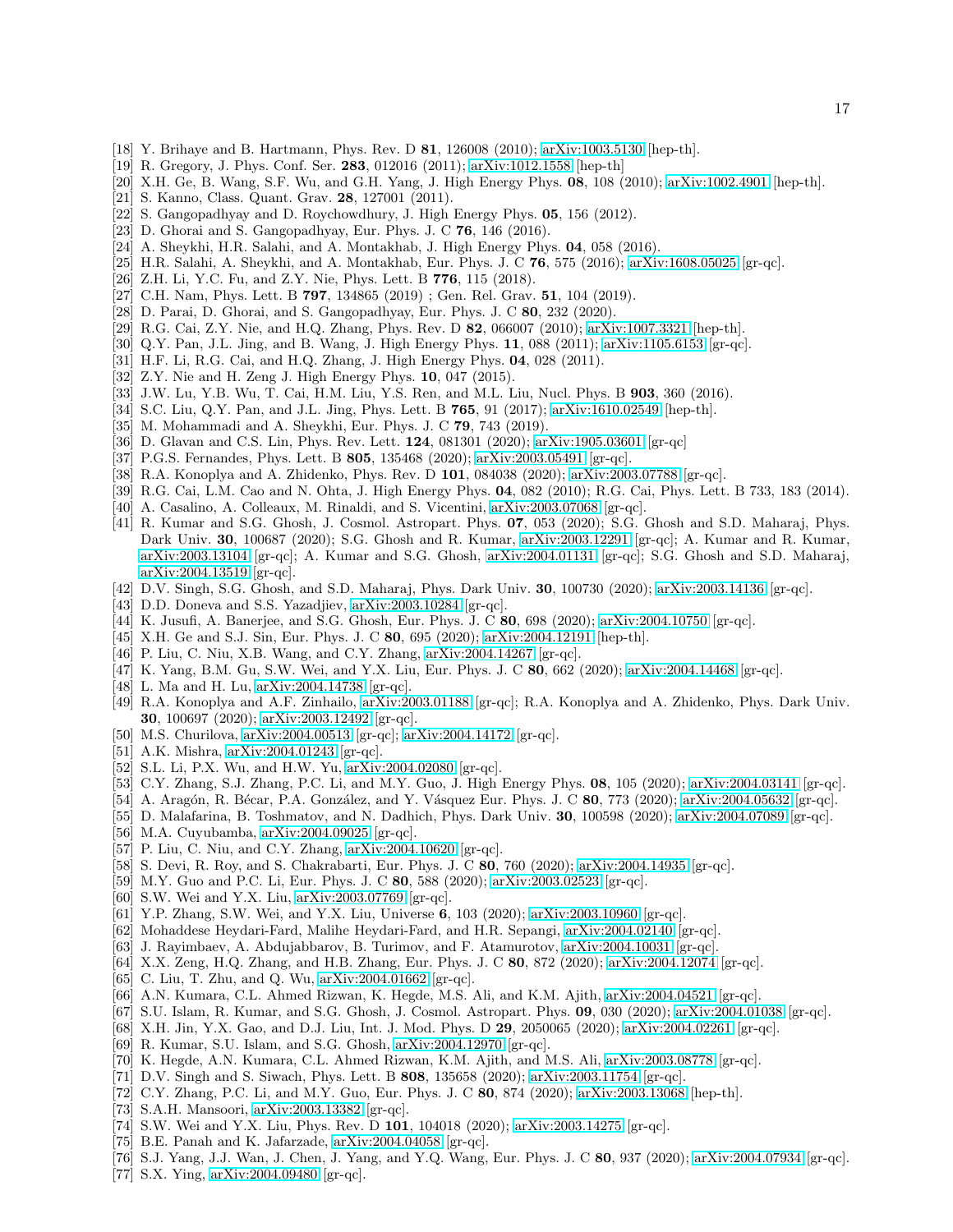[18] Y. Brihaye and B. Hartmann, Phys. Rev. D **81**, 126008 (2010); arXiv:1003.5130 [hep-th].
[19] R. Gregory, J. Phys. Conf. Ser. **283**, 012016 (2011); arXiv:1012.1558 [hep-th]
[20] X.H. Ge, B. Wang, S.F. Wu, and G.H. Yang, J. High Energy Phys. **08**, 108 (2010); arXiv:1002.4901 [hep-th].
[21] S. Kanno, Class. Quant. Grav. **28**, 127001 (2011).
[22] S. Gangopadhyay and D. Roychowdhury, J. High Energy Phys. **05**, 156 (2012).
[23] D. Ghorai and S. Gangopadhyay, Eur. Phys. J. C **76**, 146 (2016).
[24] A. Sheykhi, H.R. Salahi, and A. Montakhab, J. High Energy Phys. **04**, 058 (2016).
[25] H.R. Salahi, A. Sheykhi, and A. Montakhab, Eur. Phys. J. C **76**, 575 (2016); arXiv:1608.05025 [gr-qc].
[26] Z.H. Li, Y.C. Fu, and Z.Y. Nie, Phys. Lett. B **776**, 115 (2018).
[27] C.H. Nam, Phys. Lett. B **797**, 134865 (2019) ; Gen. Rel. Grav. **51**, 104 (2019).
[28] D. Parai, D. Ghorai, and S. Gangopadhyay, Eur. Phys. J. C **80**, 232 (2020).
[29] R.G. Cai, Z.Y. Nie, and H.Q. Zhang, Phys. Rev. D **82**, 066007 (2010); arXiv:1007.3321 [hep-th].
[30] Q.Y. Pan, J.L. Jing, and B. Wang, J. High Energy Phys. **11**, 088 (2011); arXiv:1105.6153 [gr-qc].
[31] H.F. Li, R.G. Cai, and H.Q. Zhang, J. High Energy Phys. **04**, 028 (2011).
[32] Z.Y. Nie and H. Zeng J. High Energy Phys. **10**, 047 (2015).
[33] J.W. Lu, Y.B. Wu, T. Cai, H.M. Liu, Y.S. Ren, and M.L. Liu, Nucl. Phys. B **903**, 360 (2016).
[34] S.C. Liu, Q.Y. Pan, and J.L. Jing, Phys. Lett. B **765**, 91 (2017); arXiv:1610.02549 [hep-th].
[35] M. Mohammadi and A. Sheykhi, Eur. Phys. J. C **79**, 743 (2019).
[36] D. Glavan and C.S. Lin, Phys. Rev. Lett. **124**, 081301 (2020); arXiv:1905.03601 [gr-qc]
[37] P.G.S. Fernandes, Phys. Lett. B **805**, 135468 (2020); arXiv:2003.05491 [gr-qc].
[38] R.A. Konoplya and A. Zhidenko, Phys. Rev. D **101**, 084038 (2020); arXiv:2003.07788 [gr-qc].
[39] R.G. Cai, L.M. Cao and N. Ohta, J. High Energy Phys. **04**, 082 (2010); R.G. Cai, Phys. Lett. B 733, 183 (2014).
[40] A. Casalino, A. Colleaux, M. Rinaldi, and S. Vicentini, arXiv:2003.07068 [gr-qc].
[41] R. Kumar and S.G. Ghosh, J. Cosmol. Astropart. Phys. **07**, 053 (2020); S.G. Ghosh and S.D. Maharaj, Phys. Dark Univ. **30**, 100687 (2020); S.G. Ghosh and R. Kumar, arXiv:2003.12291 [gr-qc]; A. Kumar and R. Kumar, arXiv:2003.13104 [gr-qc]; A. Kumar and S.G. Ghosh, arXiv:2004.01131 [gr-qc]; S.G. Ghosh and S.D. Maharaj, arXiv:2004.13519 [gr-qc].
[42] D.V. Singh, S.G. Ghosh, and S.D. Maharaj, Phys. Dark Univ. **30**, 100730 (2020); arXiv:2003.14136 [gr-qc].
[43] D.D. Doneva and S.S. Yazadjiev, arXiv:2003.10284 [gr-qc].
[44] K. Jusufi, A. Banerjee, and S.G. Ghosh, Eur. Phys. J. C **80**, 698 (2020); arXiv:2004.10750 [gr-qc].
[45] X.H. Ge and S.J. Sin, Eur. Phys. J. C **80**, 695 (2020); arXiv:2004.12191 [hep-th].
[46] P. Liu, C. Niu, X.B. Wang, and C.Y. Zhang, arXiv:2004.14267 [gr-qc].
[47] K. Yang, B.M. Gu, S.W. Wei, and Y.X. Liu, Eur. Phys. J. C **80**, 662 (2020); arXiv:2004.14468 [gr-qc].
[48] L. Ma and H. Lu, arXiv:2004.14738 [gr-qc].
[49] R.A. Konoplya and A.F. Zinhailo, arXiv:2003.01188 [gr-qc]; R.A. Konoplya and A. Zhidenko, Phys. Dark Univ. **30**, 100697 (2020); arXiv:2003.12492 [gr-qc].
[50] M.S. Churilova, arXiv:2004.00513 [gr-qc]; arXiv:2004.14172 [gr-qc].
[51] A.K. Mishra, arXiv:2004.01243 [gr-qc].
[52] S.L. Li, P.X. Wu, and H.W. Yu, arXiv:2004.02080 [gr-qc].
[53] C.Y. Zhang, S.J. Zhang, P.C. Li, and M.Y. Guo, J. High Energy Phys. **08**, 105 (2020); arXiv:2004.03141 [gr-qc].
[54] A. Aragón, R. Bécar, P.A. González, and Y. Vásquez Eur. Phys. J. C **80**, 773 (2020); arXiv:2004.05632 [gr-qc].
[55] D. Malafarina, B. Toshmatov, and N. Dadhich, Phys. Dark Univ. **30**, 100598 (2020); arXiv:2004.07089 [gr-qc].
[56] M.A. Cuyubamba, arXiv:2004.09025 [gr-qc].
[57] P. Liu, C. Niu, and C.Y. Zhang, arXiv:2004.10620 [gr-qc].
[58] S. Devi, R. Roy, and S. Chakrabarti, Eur. Phys. J. C **80**, 760 (2020); arXiv:2004.14935 [gr-qc].
[59] M.Y. Guo and P.C. Li, Eur. Phys. J. C **80**, 588 (2020); arXiv:2003.02523 [gr-qc].
[60] S.W. Wei and Y.X. Liu, arXiv:2003.07769 [gr-qc].
[61] Y.P. Zhang, S.W. Wei, and Y.X. Liu, Universe **6**, 103 (2020); arXiv:2003.10960 [gr-qc].
[62] Mohaddese Heydari-Fard, Malihe Heydari-Fard, and H.R. Sepangi, arXiv:2004.02140 [gr-qc].
[63] J. Rayimbaev, A. Abdujabbarov, B. Turimov, and F. Atamurotov, arXiv:2004.10031 [gr-qc].
[64] X.X. Zeng, H.Q. Zhang, and H.B. Zhang, Eur. Phys. J. C **80**, 872 (2020); arXiv:2004.12074 [gr-qc].
[65] C. Liu, T. Zhu, and Q. Wu, arXiv:2004.01662 [gr-qc].
[66] A.N. Kumara, C.L. Ahmed Rizwan, K. Hegde, M.S. Ali, and K.M. Ajith, arXiv:2004.04521 [gr-qc].
[67] S.U. Islam, R. Kumar, and S.G. Ghosh, J. Cosmol. Astropart. Phys. **09**, 030 (2020); arXiv:2004.01038 [gr-qc].
[68] X.H. Jin, Y.X. Gao, and D.J. Liu, Int. J. Mod. Phys. D **29**, 2050065 (2020); arXiv:2004.02261 [gr-qc].
[69] R. Kumar, S.U. Islam, and S.G. Ghosh, arXiv:2004.12970 [gr-qc].
[70] K. Hegde, A.N. Kumara, C.L. Ahmed Rizwan, K.M. Ajith, and M.S. Ali, arXiv:2003.08778 [gr-qc].
[71] D.V. Singh and S. Siwach, Phys. Lett. B **808**, 135658 (2020); arXiv:2003.11754 [gr-qc].
[72] C.Y. Zhang, P.C. Li, and M.Y. Guo, Eur. Phys. J. C **80**, 874 (2020); arXiv:2003.13068 [hep-th].
[73] S.A.H. Mansoori, arXiv:2003.13382 [gr-qc].
[74] S.W. Wei and Y.X. Liu, Phys. Rev. D **101**, 104018 (2020); arXiv:2003.14275 [gr-qc].
[75] B.E. Panah and K. Jafarzade, arXiv:2004.04058 [gr-qc].
[76] S.J. Yang, J.J. Wan, J. Chen, J. Yang, and Y.Q. Wang, Eur. Phys. J. C **80**, 937 (2020); arXiv:2004.07934 [gr-qc].
[77] S.X. Ying, arXiv:2004.09480 [gr-qc].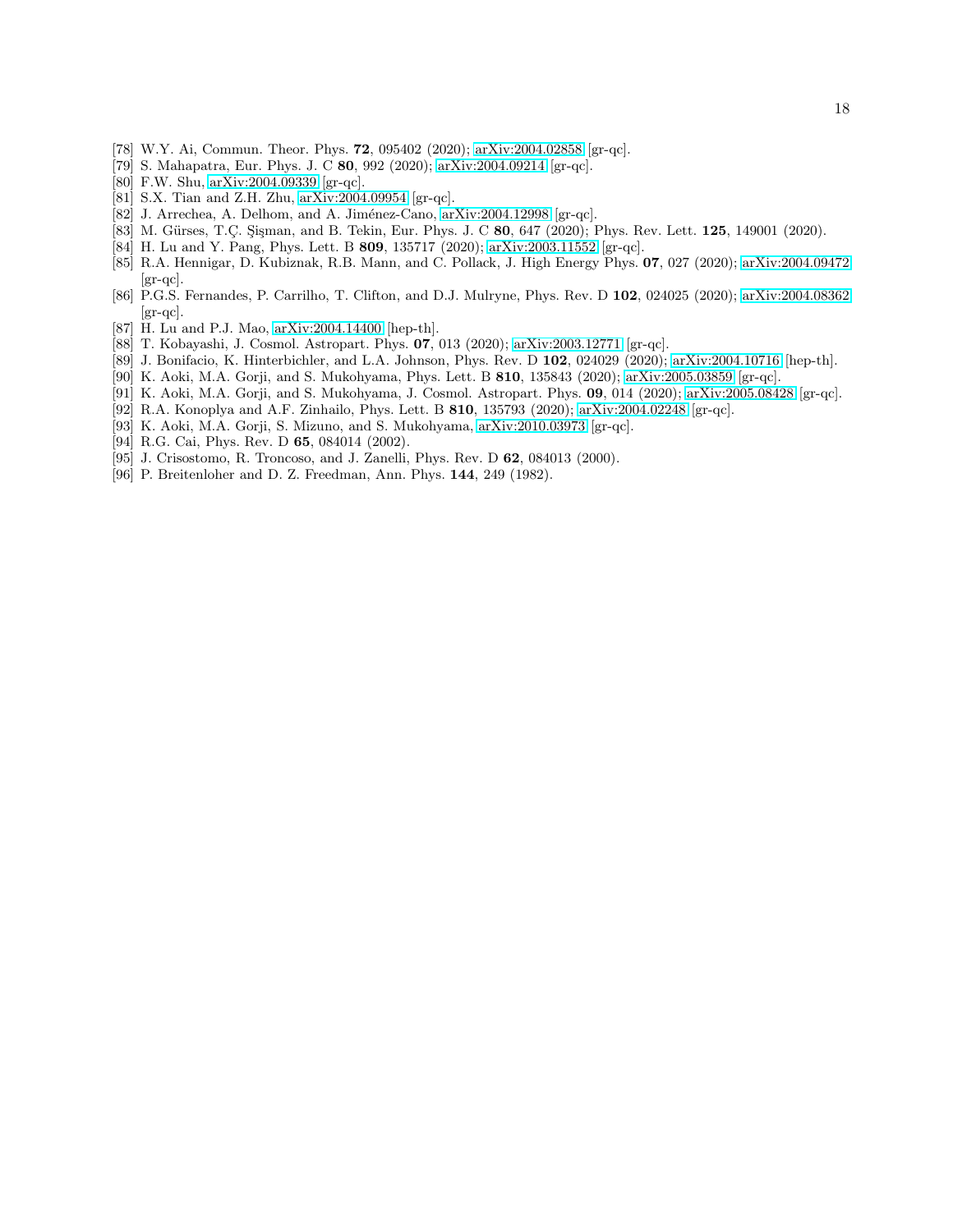[78] W.Y. Ai, Commun. Theor. Phys. **72**, 095402 (2020); arXiv:2004.02858 [gr-qc].

[79] S. Mahapatra, Eur. Phys. J. C **80**, 992 (2020); arXiv:2004.09214 [gr-qc].

[80] F.W. Shu, arXiv:2004.09339 [gr-qc].

[81] S.X. Tian and Z.H. Zhu, arXiv:2004.09954 [gr-qc].

[82] J. Arrechea, A. Delhom, and A. Jiménez-Cano, arXiv:2004.12998 [gr-qc].

[83] M. Gürses, T.Ç. Şişman, and B. Tekin, Eur. Phys. J. C **80**, 647 (2020); Phys. Rev. Lett. **125**, 149001 (2020).

[84] H. Lu and Y. Pang, Phys. Lett. B **809**, 135717 (2020); arXiv:2003.11552 [gr-qc].

[85] R.A. Hennigar, D. Kubiznak, R.B. Mann, and C. Pollack, J. High Energy Phys. **07**, 027 (2020); arXiv:2004.09472 [gr-qc].

[86] P.G.S. Fernandes, P. Carrilho, T. Clifton, and D.J. Mulryne, Phys. Rev. D **102**, 024025 (2020); arXiv:2004.08362 [gr-qc].

[87] H. Lu and P.J. Mao, arXiv:2004.14400 [hep-th].

[88] T. Kobayashi, J. Cosmol. Astropart. Phys. **07**, 013 (2020); arXiv:2003.12771 [gr-qc].

[89] J. Bonifacio, K. Hinterbichler, and L.A. Johnson, Phys. Rev. D **102**, 024029 (2020); arXiv:2004.10716 [hep-th].

[90] K. Aoki, M.A. Gorji, and S. Mukohyama, Phys. Lett. B **810**, 135843 (2020); arXiv:2005.03859 [gr-qc].

[91] K. Aoki, M.A. Gorji, and S. Mukohyama, J. Cosmol. Astropart. Phys. **09**, 014 (2020); arXiv:2005.08428 [gr-qc].

[92] R.A. Konoplya and A.F. Zinhailo, Phys. Lett. B **810**, 135793 (2020); arXiv:2004.02248 [gr-qc].

[93] K. Aoki, M.A. Gorji, S. Mizuno, and S. Mukohyama, arXiv:2010.03973 [gr-qc].

[94] R.G. Cai, Phys. Rev. D **65**, 084014 (2002).

[95] J. Crisostomo, R. Troncoso, and J. Zanelli, Phys. Rev. D **62**, 084013 (2000).

[96] P. Breitenloher and D. Z. Freedman, Ann. Phys. **144**, 249 (1982).